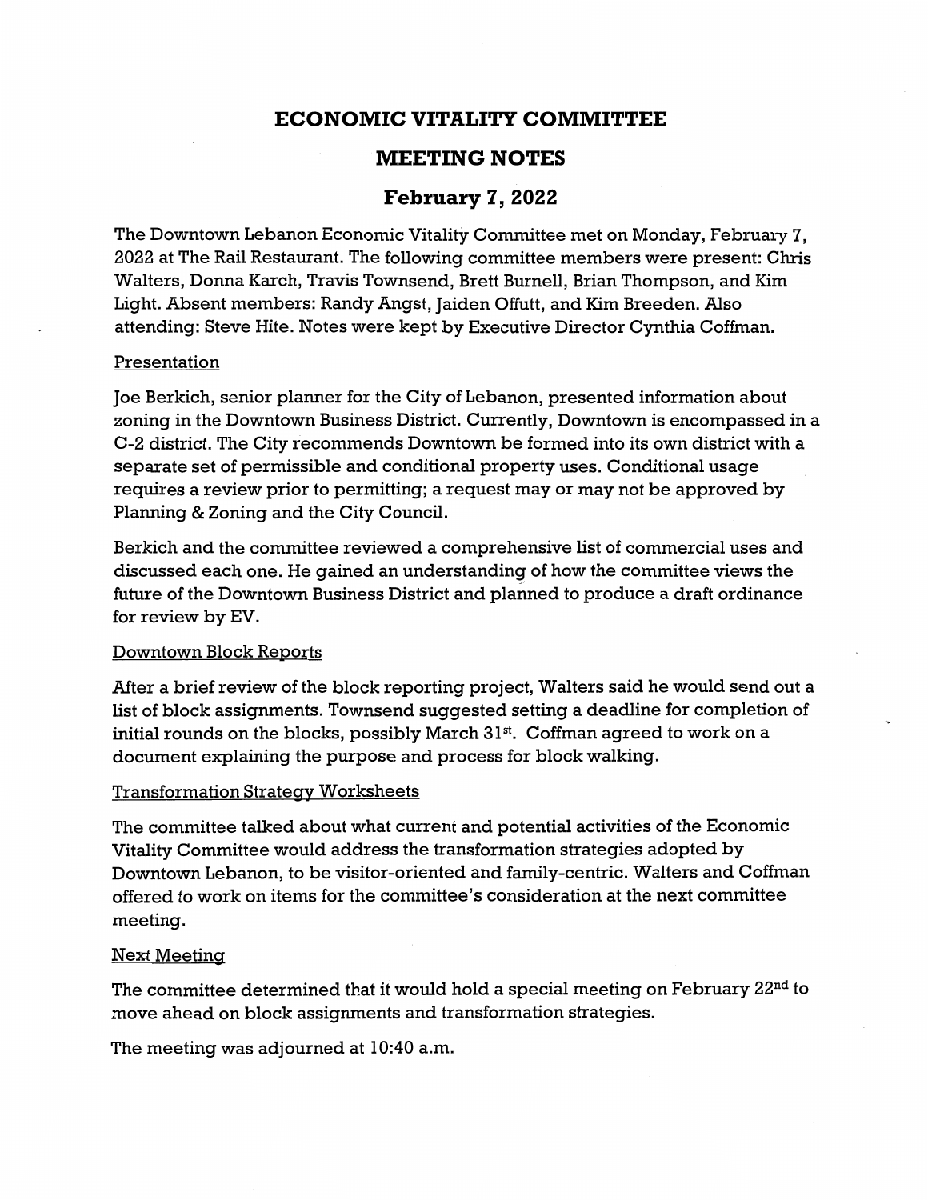# ECONOMIC VITALITY COMMITTEE

## MEETING NOTES

## February 7, 2022

The Downtown Lebanon Economic Vitality Committee met on Monday, February 7, 2022 at The Rail Restaurant. The following committee members were present: Chris Walters, Donna Karch, Travis Townsend, Brett Burnell, Brian Thompson, and Kim Light. Absent members: Randy Angst, Jaiden Offutt, and Kim Breeden. Also attending: Steve Hite. Notes were kept by Executive Director Cynthia Coffman.

### Presentation

Joe Berkich, senior planner for the City of Lebanon, presented information about zoning in the Downtown Business District. Currently, Downtown is encompassed in a C-2 district. The City recommends Downtown be formed into its own district with a separate set of permissible and conditional property uses. Conditional usage requires a review prior to permitting; a request may or may not be approved by Planning & Zoning and the City Council.

Berkich and the committee reviewed a comprehensive list of commercial uses and discussed each one. He gained an understanding of how the committee views the future of the Downtown Business District and planned to produce a draft ordinance for review by EV.

### Downtown Block Reports

After a brief review of the block reporting project, Walters said he would send out a list of block assignments. Townsend suggested setting a deadline for completion of initial rounds on the blocks, possibly March 31st. Coffman agreed to work on a document explaining the purpose and process for block walking.

### Transformation Strategy Worksheets

The committee talked about what current and potential activities of the Economic Vitality Committee would address the transformation strategies adopted by Downtown Lebanon, to be visitor-oriented and family-centric. Walters and Coffman offered to work on items for the committee's consideration at the next committee meeting.

### Next Meeting

The committee determined that it would hold a special meeting on February 22nd to move ahead on block assignments and transformation strategies.

The meeting was adjourned at 10:40 a.m.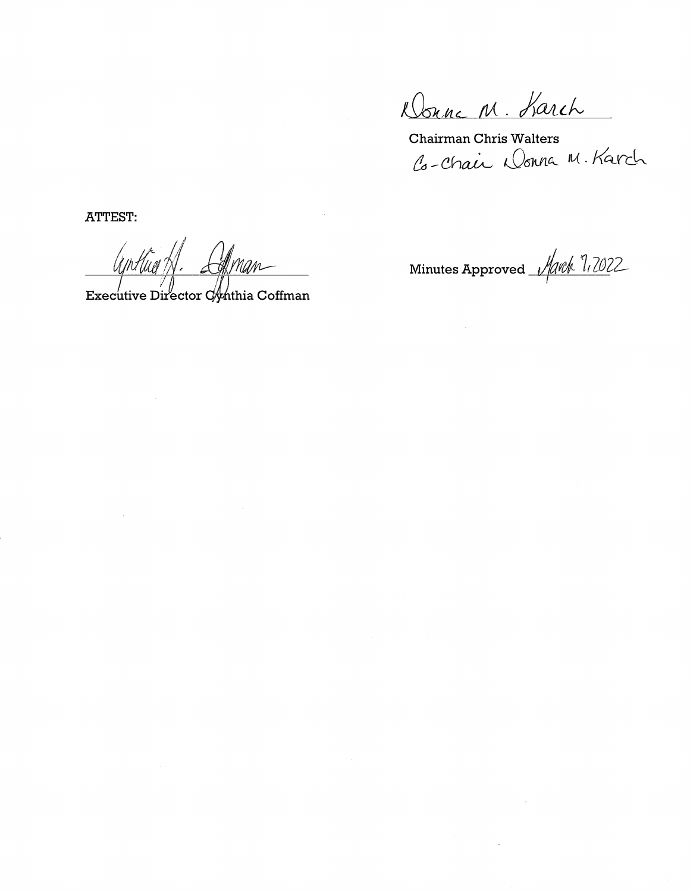Donna M. Karch

Chairman Chris Walters

Co-Chair Donna M. Karch

ATTEST:

Cynthia H. Coffman

Executive Director Cynthia Coffman

Minutes Approved March 7, 2022